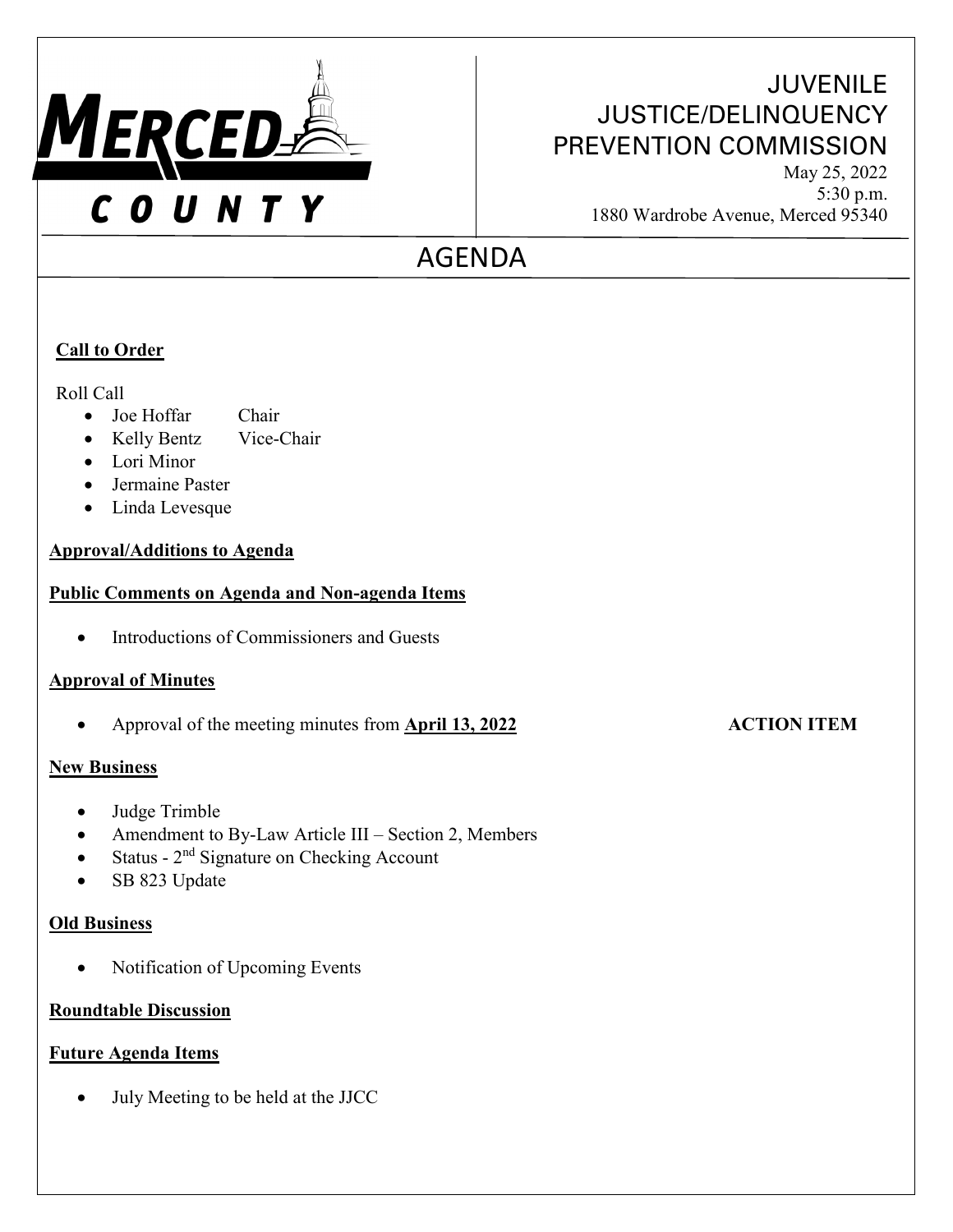MERCED COUNTY

# JUVENILE JUSTICE/DELINQUENCY PREVENTION COMMISSION

May 25, 2022
5:30 p.m.
1880 Wardrobe Avenue, Merced 95340

## AGENDA

**Call to Order**

Roll Call

- Joe Hoffar Chair
- Kelly Bentz Vice-Chair
- Lori Minor
- Jermaine Paster
- Linda Levesque

**Approval/Additions to Agenda**

**Public Comments on Agenda and Non-agenda Items**

- Introductions of Commissioners and Guests

**Approval of Minutes**

- Approval of the meeting minutes from **April 13, 2022** **ACTION ITEM**

**New Business**

- Judge Trimble
- Amendment to By-Law Article III – Section 2, Members
- Status - 2nd Signature on Checking Account
- SB 823 Update

**Old Business**

- Notification of Upcoming Events

**Roundtable Discussion**

**Future Agenda Items**

- July Meeting to be held at the JJCC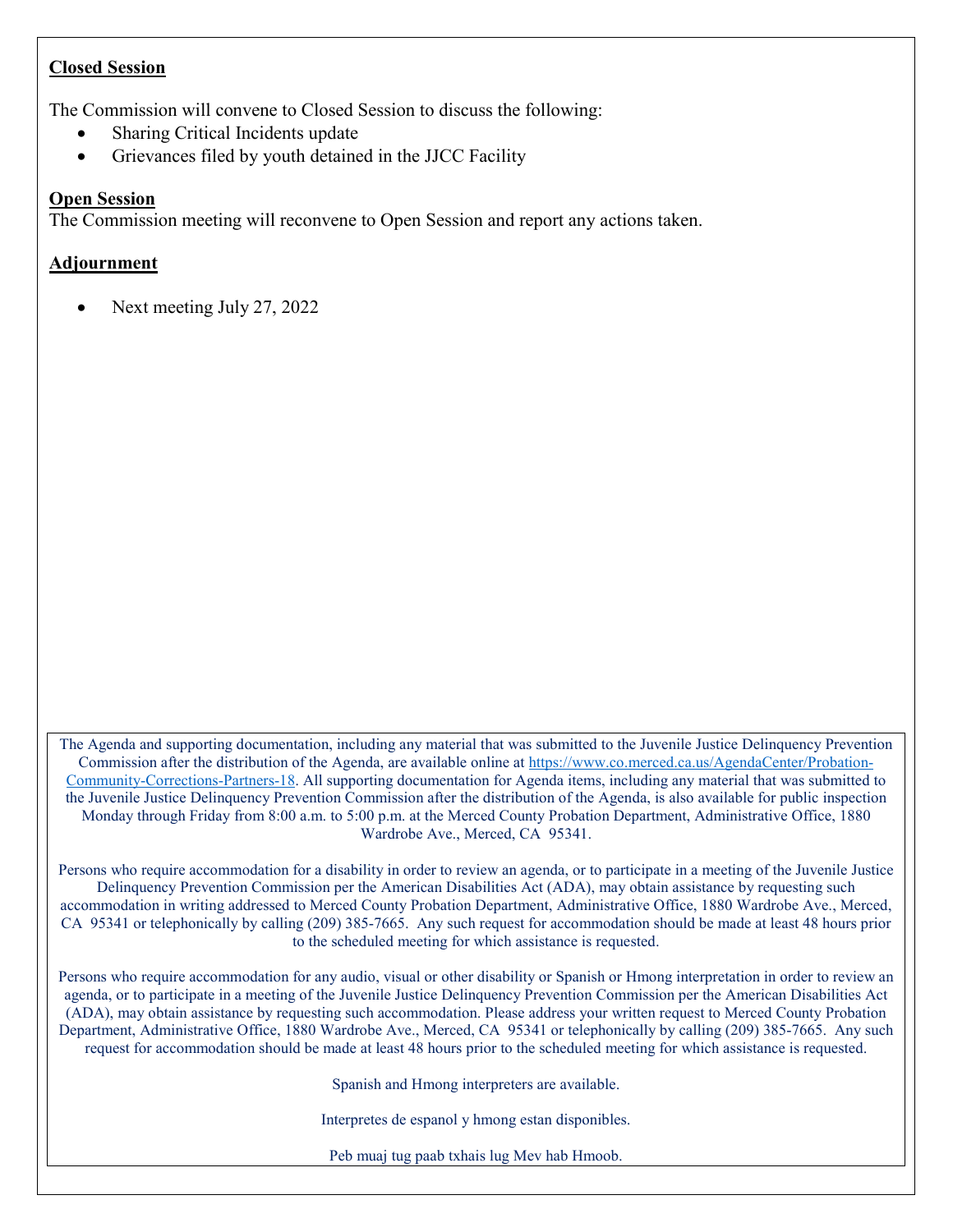## Closed Session

The Commission will convene to Closed Session to discuss the following:

- Sharing Critical Incidents update
- Grievances filed by youth detained in the JJCC Facility

## Open Session

The Commission meeting will reconvene to Open Session and report any actions taken.

## Adjournment

- Next meeting July 27, 2022

The Agenda and supporting documentation, including any material that was submitted to the Juvenile Justice Delinquency Prevention Commission after the distribution of the Agenda, are available online at https://www.co.merced.ca.us/AgendaCenter/Probation-Community-Corrections-Partners-18. All supporting documentation for Agenda items, including any material that was submitted to the Juvenile Justice Delinquency Prevention Commission after the distribution of the Agenda, is also available for public inspection Monday through Friday from 8:00 a.m. to 5:00 p.m. at the Merced County Probation Department, Administrative Office, 1880 Wardrobe Ave., Merced, CA 95341.

Persons who require accommodation for a disability in order to review an agenda, or to participate in a meeting of the Juvenile Justice Delinquency Prevention Commission per the American Disabilities Act (ADA), may obtain assistance by requesting such accommodation in writing addressed to Merced County Probation Department, Administrative Office, 1880 Wardrobe Ave., Merced, CA 95341 or telephonically by calling (209) 385-7665. Any such request for accommodation should be made at least 48 hours prior to the scheduled meeting for which assistance is requested.

Persons who require accommodation for any audio, visual or other disability or Spanish or Hmong interpretation in order to review an agenda, or to participate in a meeting of the Juvenile Justice Delinquency Prevention Commission per the American Disabilities Act (ADA), may obtain assistance by requesting such accommodation. Please address your written request to Merced County Probation Department, Administrative Office, 1880 Wardrobe Ave., Merced, CA 95341 or telephonically by calling (209) 385-7665. Any such request for accommodation should be made at least 48 hours prior to the scheduled meeting for which assistance is requested.

Spanish and Hmong interpreters are available.

Interpretes de espanol y hmong estan disponibles.

Peb muaj tug paab txhais lug Mev hab Hmoob.